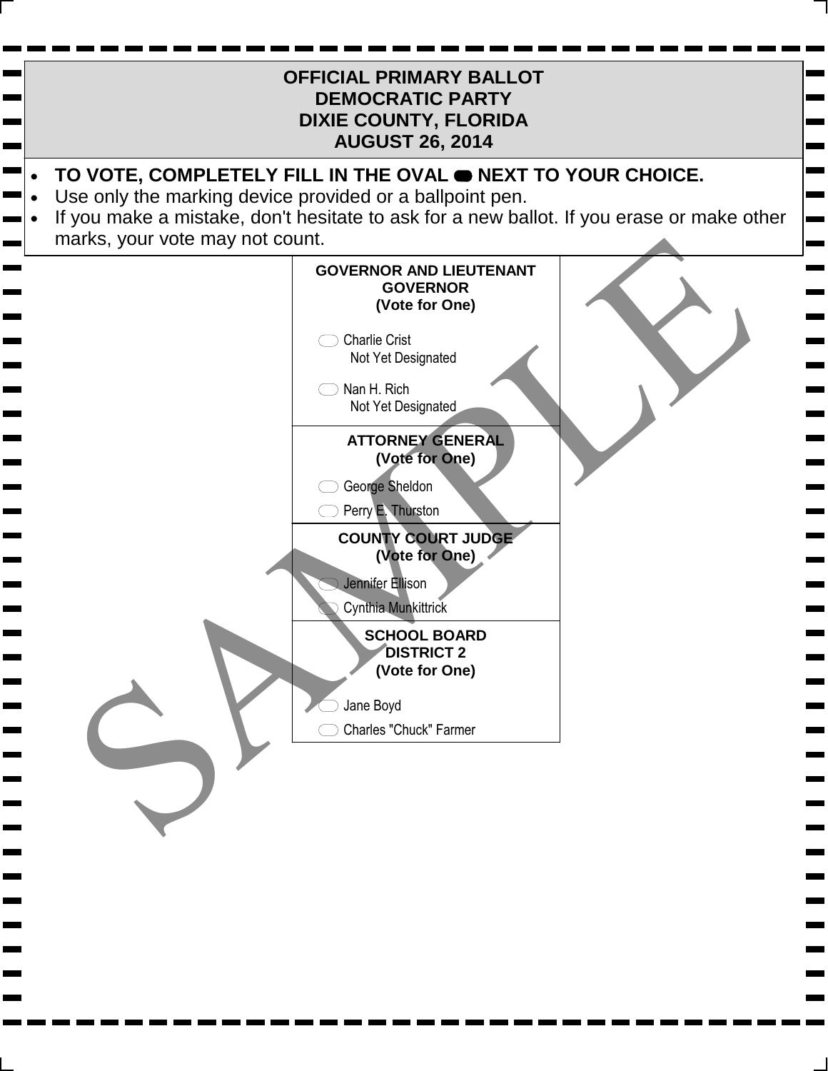# OFFICIAL PRIMARY BALLOT
# DEMOCRATIC PARTY
# DIXIE COUNTY, FLORIDA
# AUGUST 26, 2014

- **TO VOTE, COMPLETELY FILL IN THE OVAL ⬬ NEXT TO YOUR CHOICE.**
- Use only the marking device provided or a ballpoint pen.
- If you make a mistake, don't hesitate to ask for a new ballot. If you erase or make other marks, your vote may not count.

SAMPLE

### GOVERNOR AND LIEUTENANT GOVERNOR
**(Vote for One)**

- ⬭ Charlie Crist
  Not Yet Designated
- ⬭ Nan H. Rich
  Not Yet Designated

### ATTORNEY GENERAL
**(Vote for One)**

- ⬭ George Sheldon
- ⬭ Perry E. Thurston

### COUNTY COURT JUDGE
**(Vote for One)**

- ⬭ Jennifer Ellison
- ⬭ Cynthia Munkittrick

### SCHOOL BOARD DISTRICT 2
**(Vote for One)**

- ⬭ Jane Boyd
- ⬭ Charles "Chuck" Farmer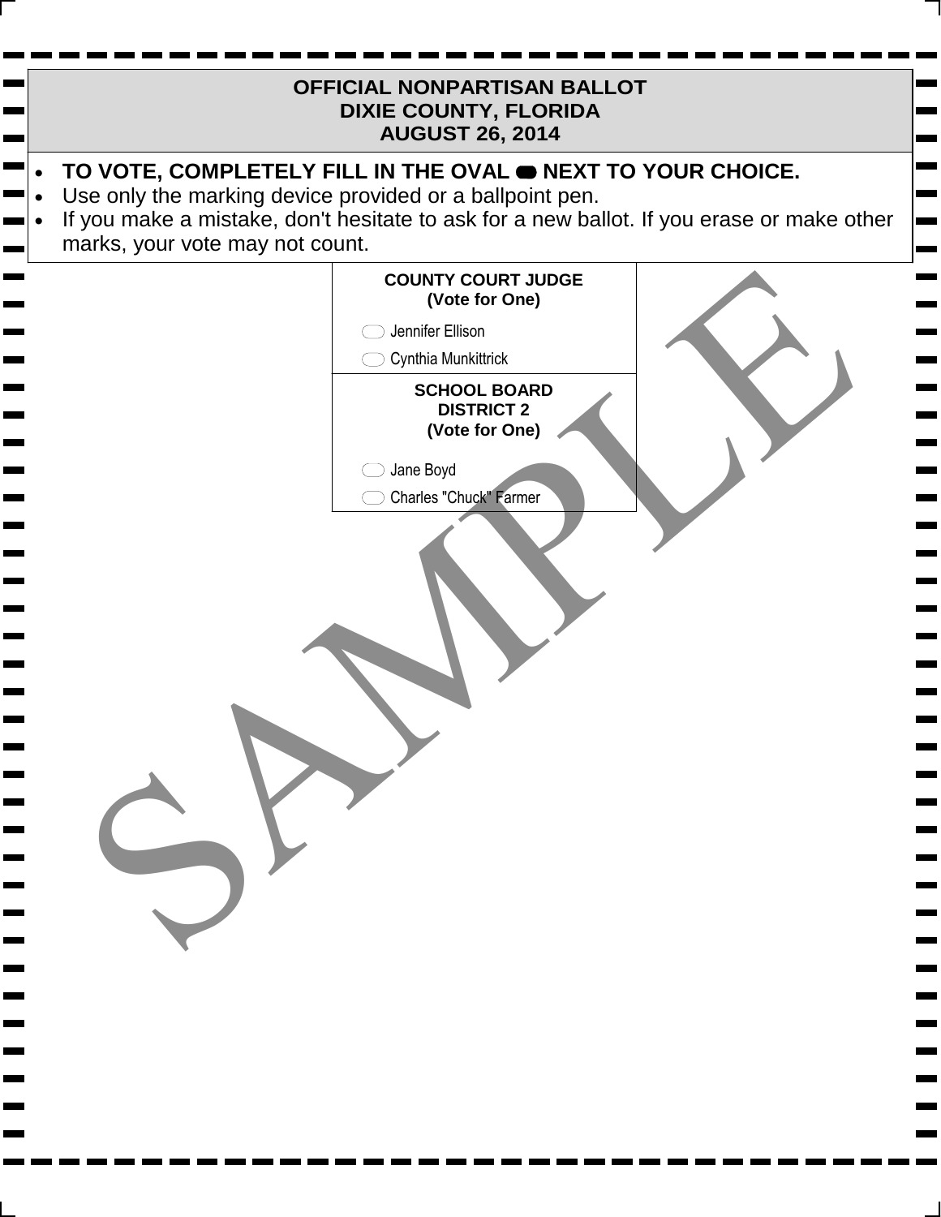# OFFICIAL NONPARTISAN BALLOT
# DIXIE COUNTY, FLORIDA
# AUGUST 26, 2014

- **TO VOTE, COMPLETELY FILL IN THE OVAL ⬬ NEXT TO YOUR CHOICE.**
- Use only the marking device provided or a ballpoint pen.
- If you make a mistake, don't hesitate to ask for a new ballot. If you erase or make other marks, your vote may not count.

**COUNTY COURT JUDGE**
**(Vote for One)**

- ⬭ Jennifer Ellison
- ⬭ Cynthia Munkittrick

**SCHOOL BOARD**
**DISTRICT 2**
**(Vote for One)**

- ⬭ Jane Boyd
- ⬭ Charles "Chuck" Farmer

SAMPLE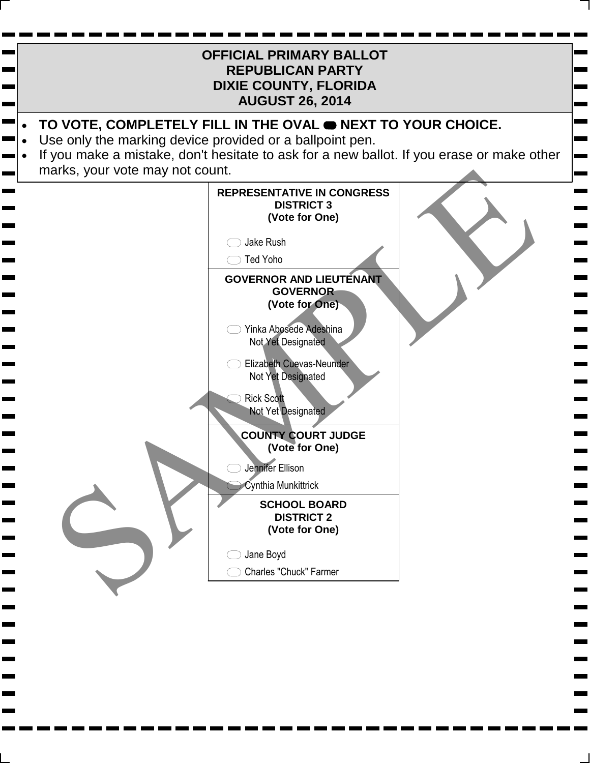# OFFICIAL PRIMARY BALLOT
# REPUBLICAN PARTY
# DIXIE COUNTY, FLORIDA
# AUGUST 26, 2014

- **TO VOTE, COMPLETELY FILL IN THE OVAL ⬬ NEXT TO YOUR CHOICE.**
- Use only the marking device provided or a ballpoint pen.
- If you make a mistake, don't hesitate to ask for a new ballot. If you erase or make other marks, your vote may not count.

## REPRESENTATIVE IN CONGRESS DISTRICT 3
**(Vote for One)**

- ⬭ Jake Rush
- ⬭ Ted Yoho

## GOVERNOR AND LIEUTENANT GOVERNOR
**(Vote for One)**

- ⬭ Yinka Abosede Adeshina
  Not Yet Designated
- ⬭ Elizabeth Cuevas-Neunder
  Not Yet Designated
- ⬭ Rick Scott
  Not Yet Designated

## COUNTY COURT JUDGE
**(Vote for One)**

- ⬭ Jennifer Ellison
- ⬭ Cynthia Munkittrick

## SCHOOL BOARD DISTRICT 2
**(Vote for One)**

- ⬭ Jane Boyd
- ⬭ Charles "Chuck" Farmer

SAMPLE